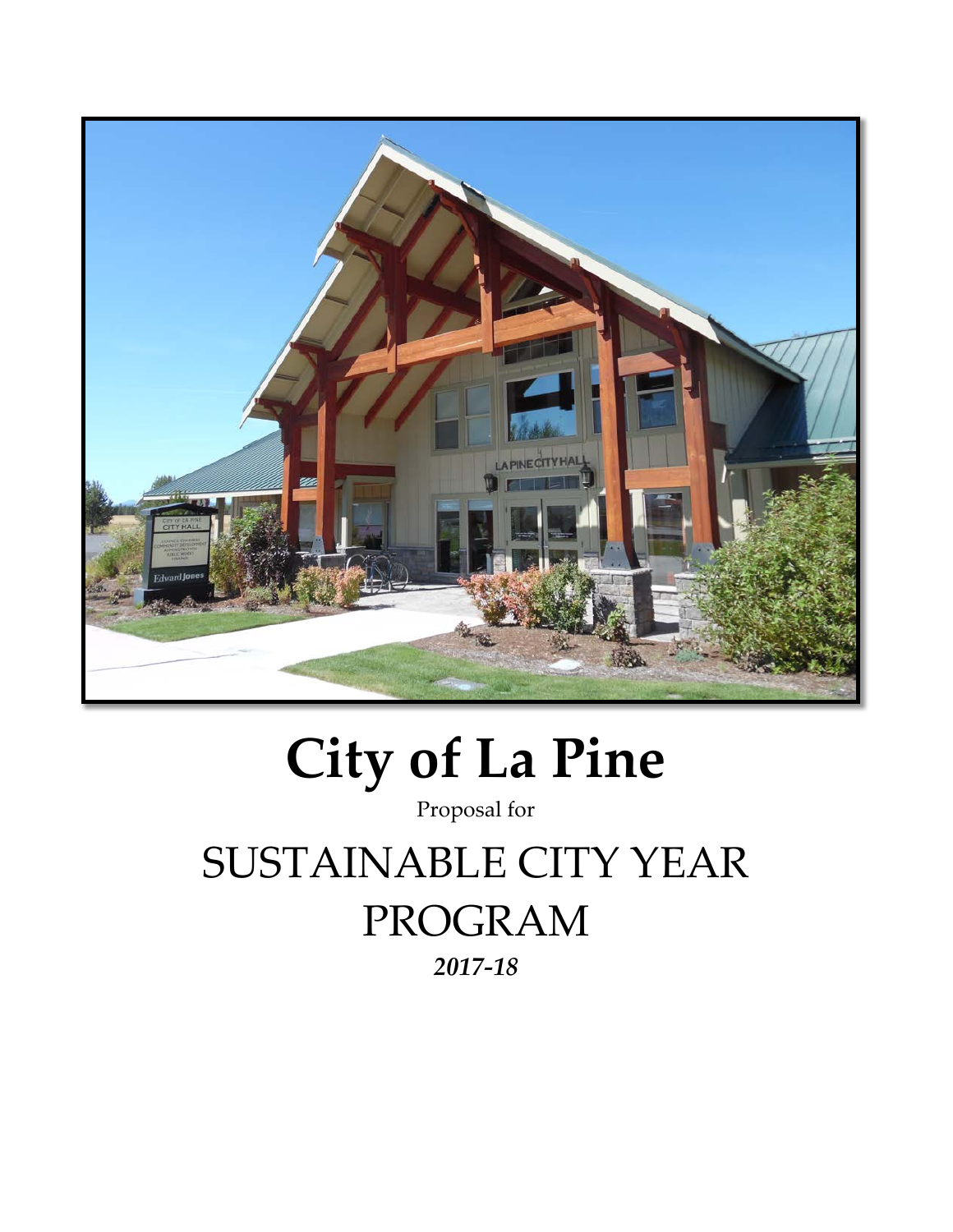# City of La Pine

Proposal for

## SUSTAINABLE CITY YEAR PROGRAM

***2017-18***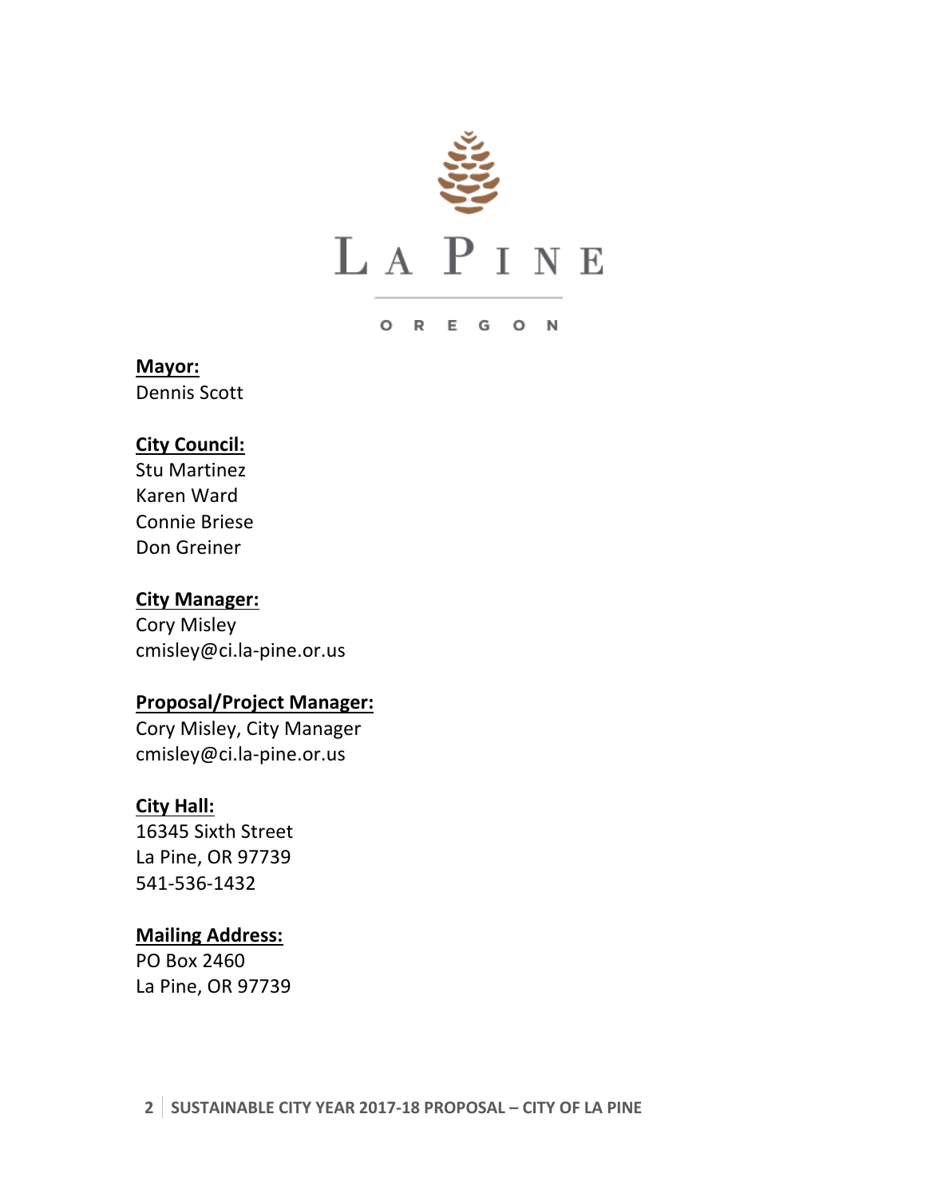LA PINE

OREGON

**Mayor:**
Dennis Scott

**City Council:**
Stu Martinez
Karen Ward
Connie Briese
Don Greiner

**City Manager:**
Cory Misley
cmisley@ci.la-pine.or.us

**Proposal/Project Manager:**
Cory Misley, City Manager
cmisley@ci.la-pine.or.us

**City Hall:**
16345 Sixth Street
La Pine, OR 97739
541-536-1432

**Mailing Address:**
PO Box 2460
La Pine, OR 97739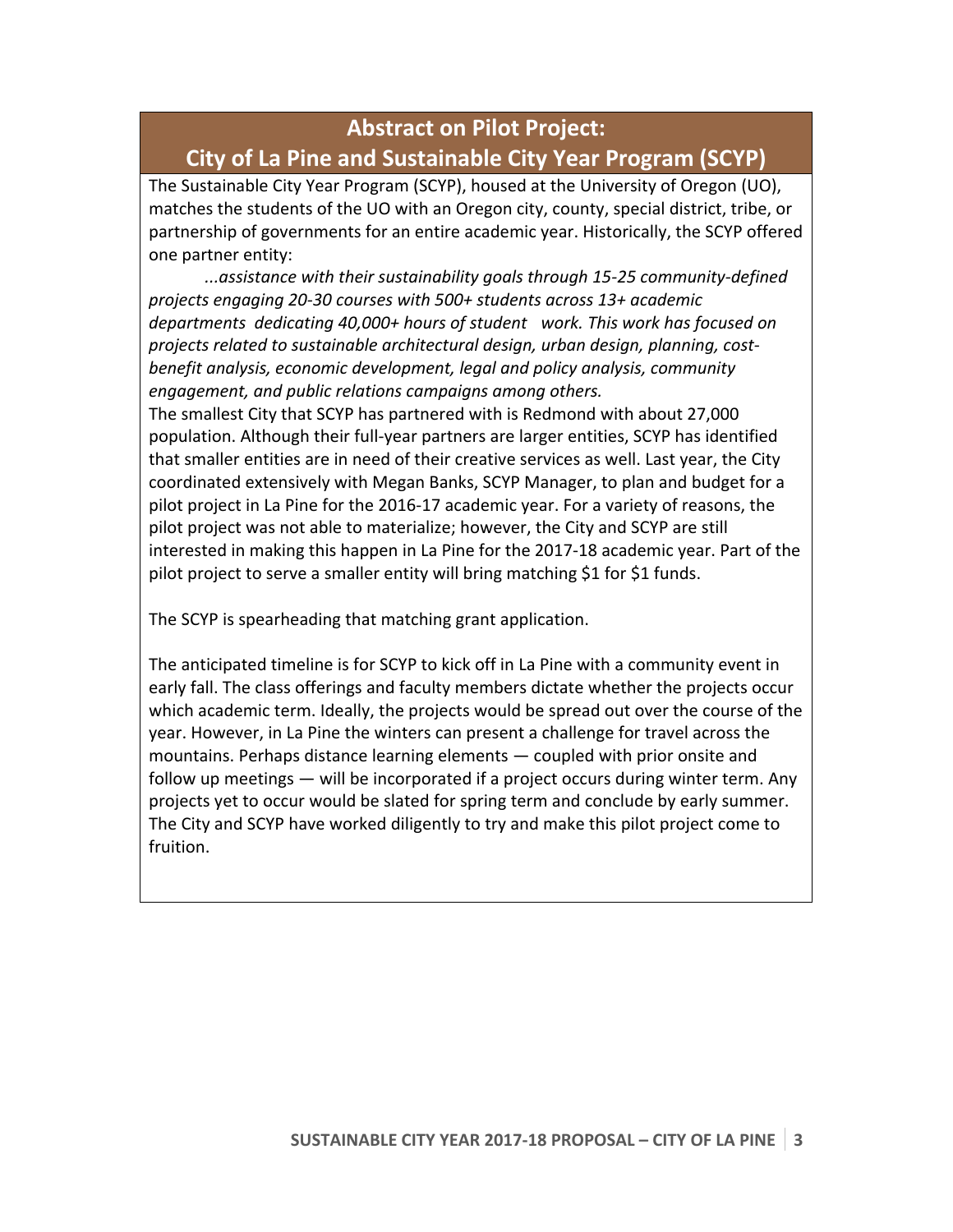## Abstract on Pilot Project: City of La Pine and Sustainable City Year Program (SCYP)

The Sustainable City Year Program (SCYP), housed at the University of Oregon (UO), matches the students of the UO with an Oregon city, county, special district, tribe, or partnership of governments for an entire academic year. Historically, the SCYP offered one partner entity:

*...assistance with their sustainability goals through 15-25 community-defined projects engaging 20-30 courses with 500+ students across 13+ academic departments dedicating 40,000+ hours of student work. This work has focused on projects related to sustainable architectural design, urban design, planning, cost-benefit analysis, economic development, legal and policy analysis, community engagement, and public relations campaigns among others.*

The smallest City that SCYP has partnered with is Redmond with about 27,000 population. Although their full-year partners are larger entities, SCYP has identified that smaller entities are in need of their creative services as well. Last year, the City coordinated extensively with Megan Banks, SCYP Manager, to plan and budget for a pilot project in La Pine for the 2016-17 academic year. For a variety of reasons, the pilot project was not able to materialize; however, the City and SCYP are still interested in making this happen in La Pine for the 2017-18 academic year. Part of the pilot project to serve a smaller entity will bring matching $1 for $1 funds.

The SCYP is spearheading that matching grant application.

The anticipated timeline is for SCYP to kick off in La Pine with a community event in early fall. The class offerings and faculty members dictate whether the projects occur which academic term. Ideally, the projects would be spread out over the course of the year. However, in La Pine the winters can present a challenge for travel across the mountains. Perhaps distance learning elements — coupled with prior onsite and follow up meetings — will be incorporated if a project occurs during winter term. Any projects yet to occur would be slated for spring term and conclude by early summer. The City and SCYP have worked diligently to try and make this pilot project come to fruition.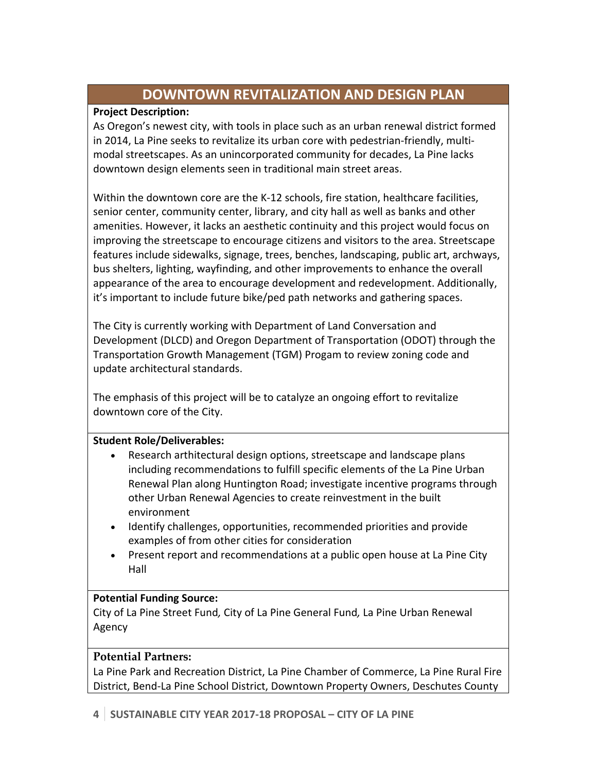## DOWNTOWN REVITALIZATION AND DESIGN PLAN

**Project Description:**

As Oregon's newest city, with tools in place such as an urban renewal district formed in 2014, La Pine seeks to revitalize its urban core with pedestrian-friendly, multi-modal streetscapes. As an unincorporated community for decades, La Pine lacks downtown design elements seen in traditional main street areas.

Within the downtown core are the K-12 schools, fire station, healthcare facilities, senior center, community center, library, and city hall as well as banks and other amenities. However, it lacks an aesthetic continuity and this project would focus on improving the streetscape to encourage citizens and visitors to the area. Streetscape features include sidewalks, signage, trees, benches, landscaping, public art, archways, bus shelters, lighting, wayfinding, and other improvements to enhance the overall appearance of the area to encourage development and redevelopment. Additionally, it's important to include future bike/ped path networks and gathering spaces.

The City is currently working with Department of Land Conversation and Development (DLCD) and Oregon Department of Transportation (ODOT) through the Transportation Growth Management (TGM) Progam to review zoning code and update architectural standards.

The emphasis of this project will be to catalyze an ongoing effort to revitalize downtown core of the City.

**Student Role/Deliverables:**

- Research architectural design options, streetscape and landscape plans including recommendations to fulfill specific elements of the La Pine Urban Renewal Plan along Huntington Road; investigate incentive programs through other Urban Renewal Agencies to create reinvestment in the built environment
- Identify challenges, opportunities, recommended priorities and provide examples of from other cities for consideration
- Present report and recommendations at a public open house at La Pine City Hall

**Potential Funding Source:**

City of La Pine Street Fund*,* City of La Pine General Fund*,* La Pine Urban Renewal Agency

**Potential Partners:**

La Pine Park and Recreation District, La Pine Chamber of Commerce, La Pine Rural Fire District, Bend-La Pine School District, Downtown Property Owners, Deschutes County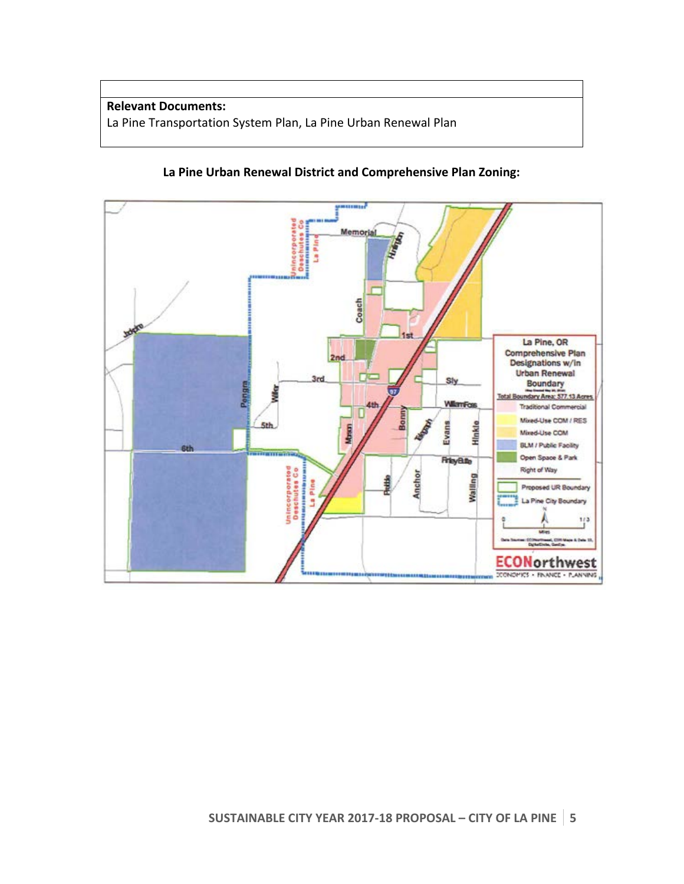| |
|---|
| **Relevant Documents:**<br>La Pine Transportation System Plan, La Pine Urban Renewal Plan |

**La Pine Urban Renewal District and Comprehensive Plan Zoning:**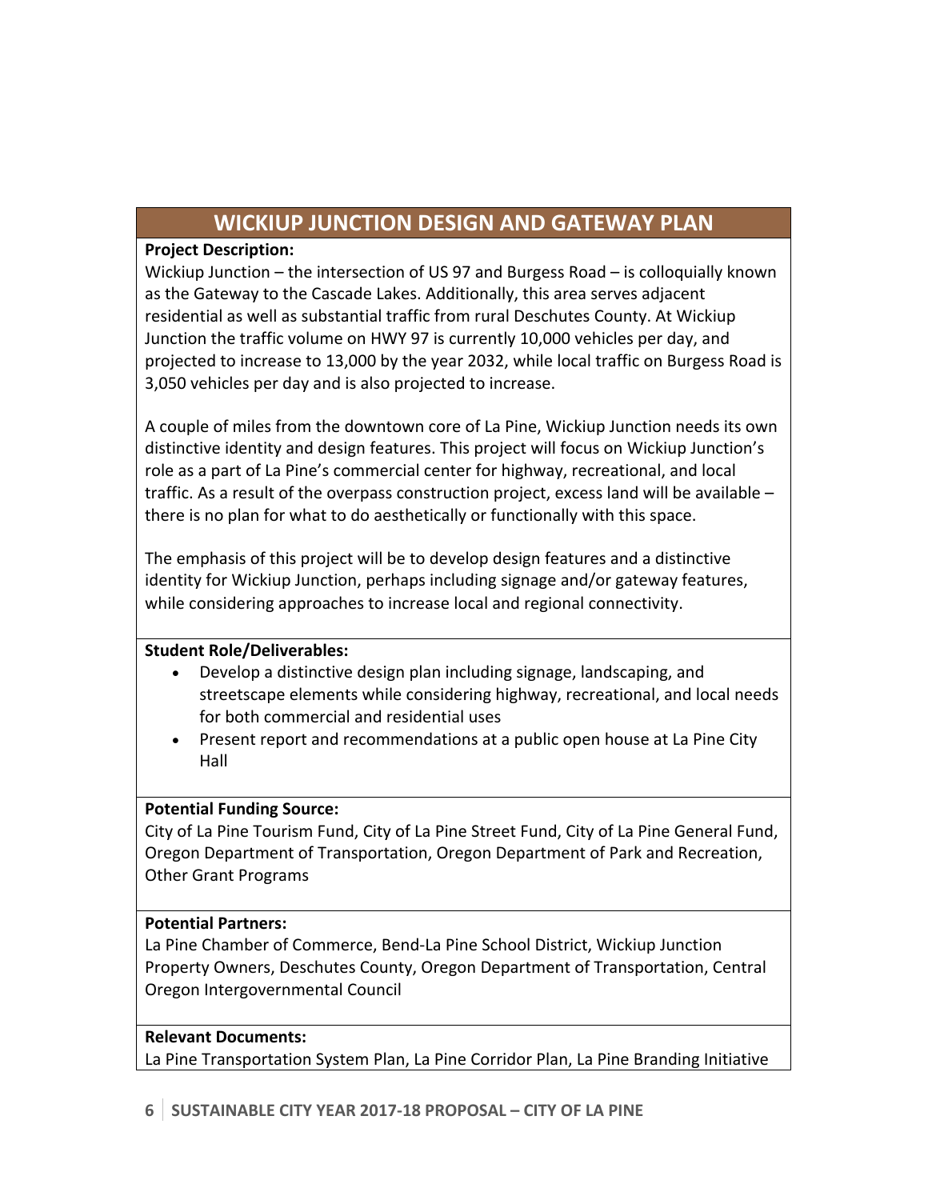## WICKIUP JUNCTION DESIGN AND GATEWAY PLAN

**Project Description:**

Wickiup Junction – the intersection of US 97 and Burgess Road – is colloquially known as the Gateway to the Cascade Lakes. Additionally, this area serves adjacent residential as well as substantial traffic from rural Deschutes County. At Wickiup Junction the traffic volume on HWY 97 is currently 10,000 vehicles per day, and projected to increase to 13,000 by the year 2032, while local traffic on Burgess Road is 3,050 vehicles per day and is also projected to increase.

A couple of miles from the downtown core of La Pine, Wickiup Junction needs its own distinctive identity and design features. This project will focus on Wickiup Junction's role as a part of La Pine's commercial center for highway, recreational, and local traffic. As a result of the overpass construction project, excess land will be available – there is no plan for what to do aesthetically or functionally with this space.

The emphasis of this project will be to develop design features and a distinctive identity for Wickiup Junction, perhaps including signage and/or gateway features, while considering approaches to increase local and regional connectivity.

**Student Role/Deliverables:**

- Develop a distinctive design plan including signage, landscaping, and streetscape elements while considering highway, recreational, and local needs for both commercial and residential uses
- Present report and recommendations at a public open house at La Pine City Hall

**Potential Funding Source:**

City of La Pine Tourism Fund, City of La Pine Street Fund, City of La Pine General Fund, Oregon Department of Transportation, Oregon Department of Park and Recreation, Other Grant Programs

**Potential Partners:**

La Pine Chamber of Commerce, Bend-La Pine School District, Wickiup Junction Property Owners, Deschutes County, Oregon Department of Transportation, Central Oregon Intergovernmental Council

**Relevant Documents:**

La Pine Transportation System Plan, La Pine Corridor Plan, La Pine Branding Initiative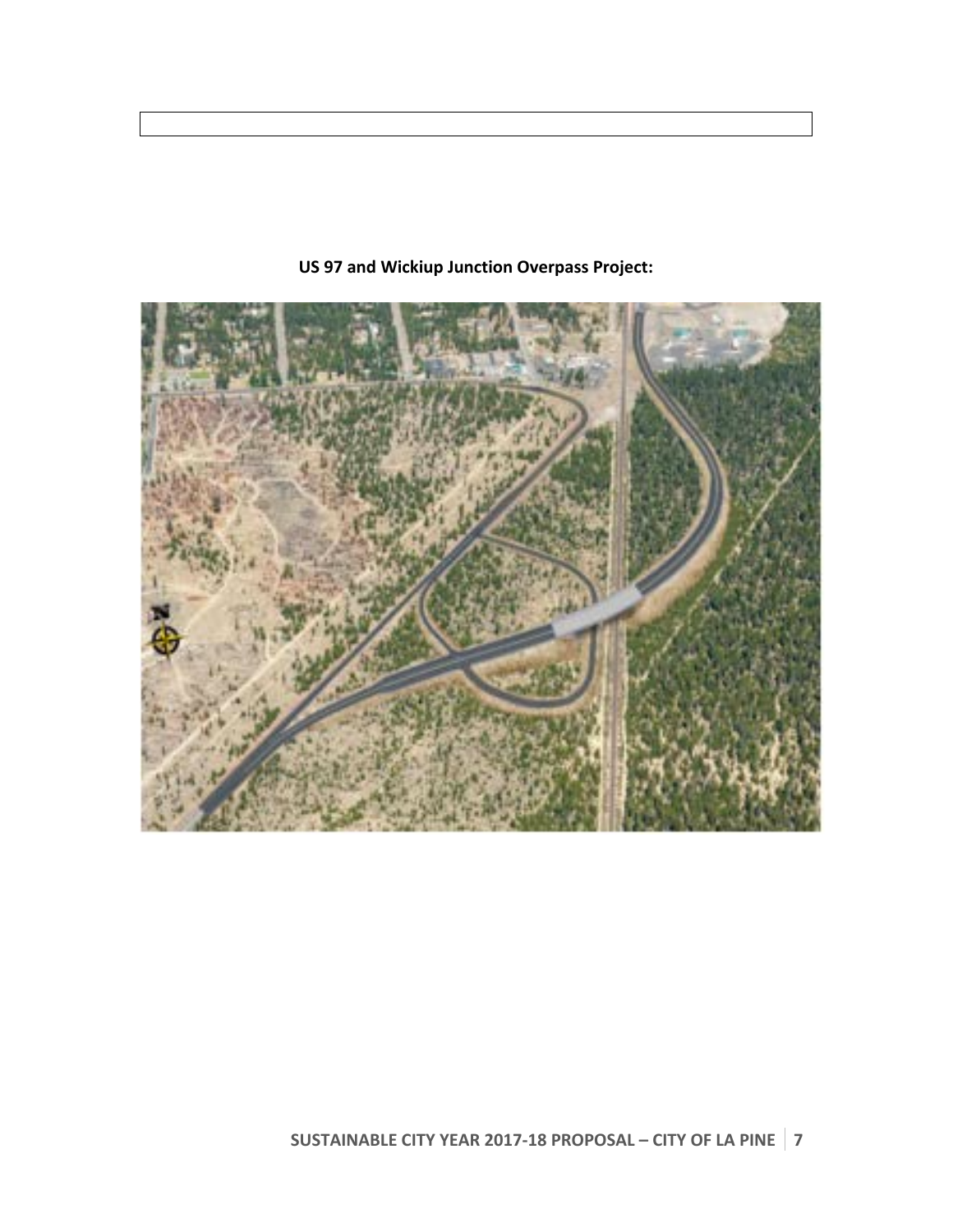**US 97 and Wickiup Junction Overpass Project:**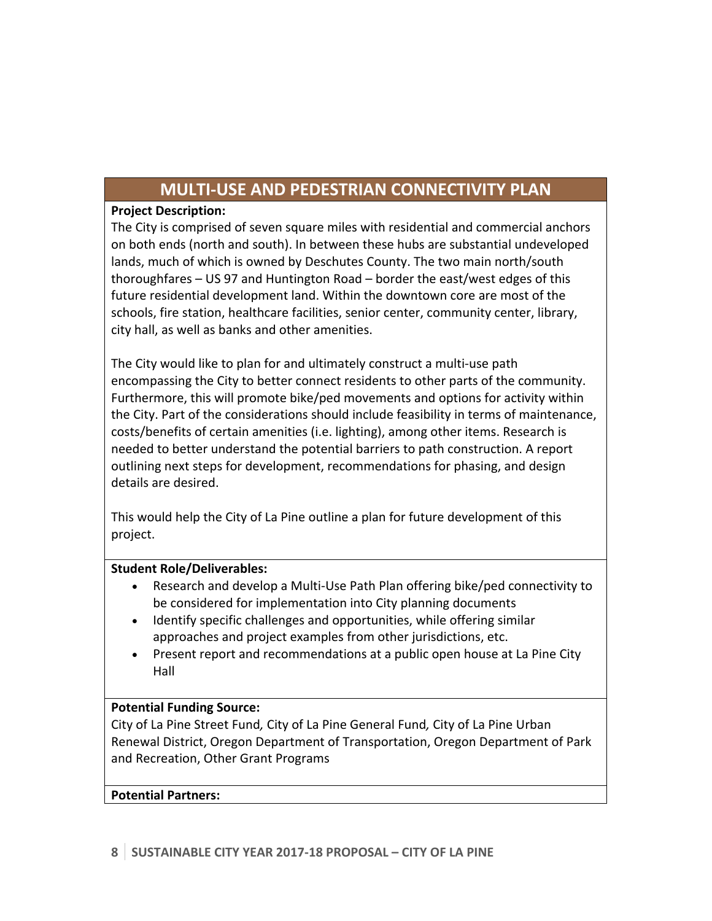## MULTI-USE AND PEDESTRIAN CONNECTIVITY PLAN

**Project Description:**

The City is comprised of seven square miles with residential and commercial anchors on both ends (north and south). In between these hubs are substantial undeveloped lands, much of which is owned by Deschutes County. The two main north/south thoroughfares – US 97 and Huntington Road – border the east/west edges of this future residential development land. Within the downtown core are most of the schools, fire station, healthcare facilities, senior center, community center, library, city hall, as well as banks and other amenities.

The City would like to plan for and ultimately construct a multi-use path encompassing the City to better connect residents to other parts of the community. Furthermore, this will promote bike/ped movements and options for activity within the City. Part of the considerations should include feasibility in terms of maintenance, costs/benefits of certain amenities (i.e. lighting), among other items. Research is needed to better understand the potential barriers to path construction. A report outlining next steps for development, recommendations for phasing, and design details are desired.

This would help the City of La Pine outline a plan for future development of this project.

**Student Role/Deliverables:**

- Research and develop a Multi-Use Path Plan offering bike/ped connectivity to be considered for implementation into City planning documents
- Identify specific challenges and opportunities, while offering similar approaches and project examples from other jurisdictions, etc.
- Present report and recommendations at a public open house at La Pine City Hall

**Potential Funding Source:**

City of La Pine Street Fund*,* City of La Pine General Fund*,* City of La Pine Urban Renewal District, Oregon Department of Transportation, Oregon Department of Park and Recreation, Other Grant Programs

**Potential Partners:**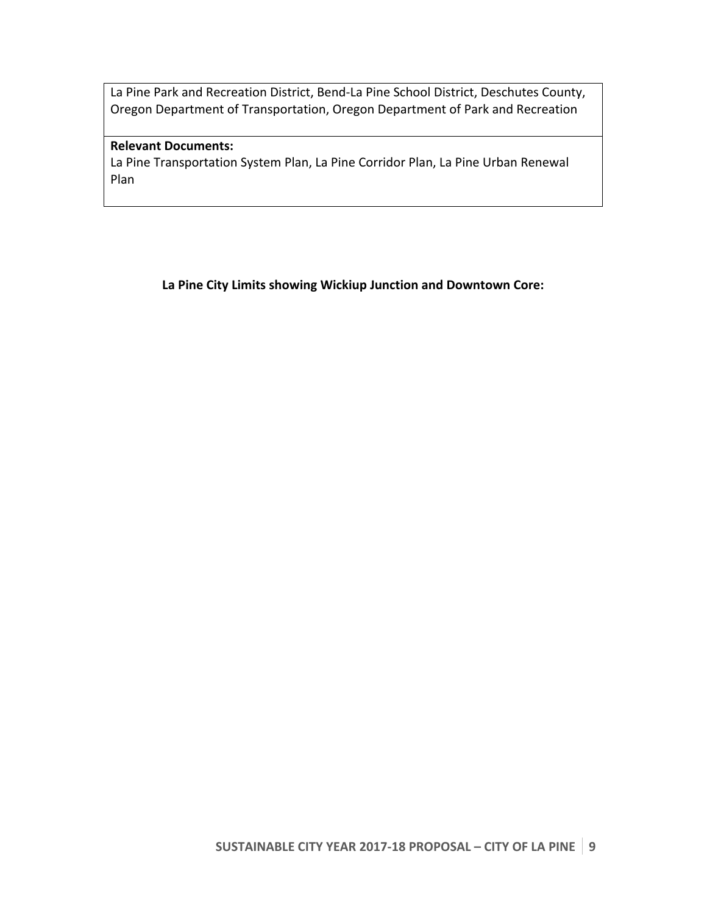| La Pine Park and Recreation District, Bend-La Pine School District, Deschutes County, Oregon Department of Transportation, Oregon Department of Park and Recreation |
|---|
| **Relevant Documents:**<br>La Pine Transportation System Plan, La Pine Corridor Plan, La Pine Urban Renewal Plan |

**La Pine City Limits showing Wickiup Junction and Downtown Core:**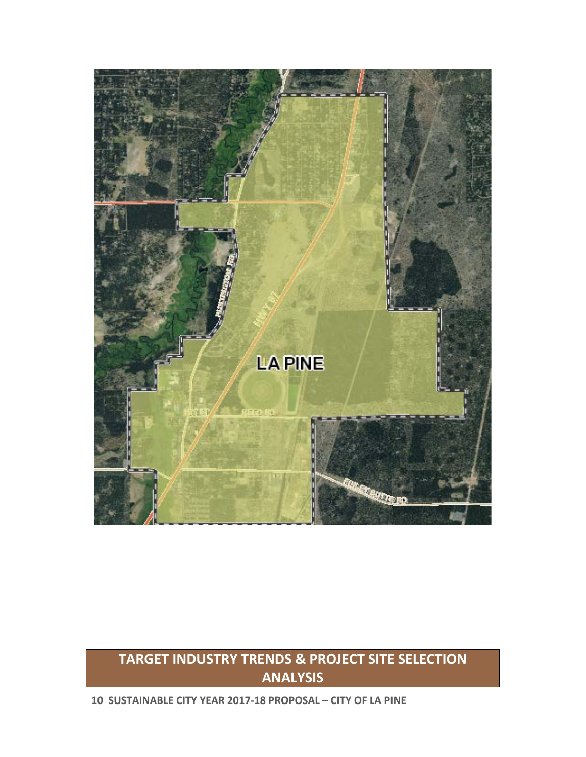## TARGET INDUSTRY TRENDS & PROJECT SITE SELECTION ANALYSIS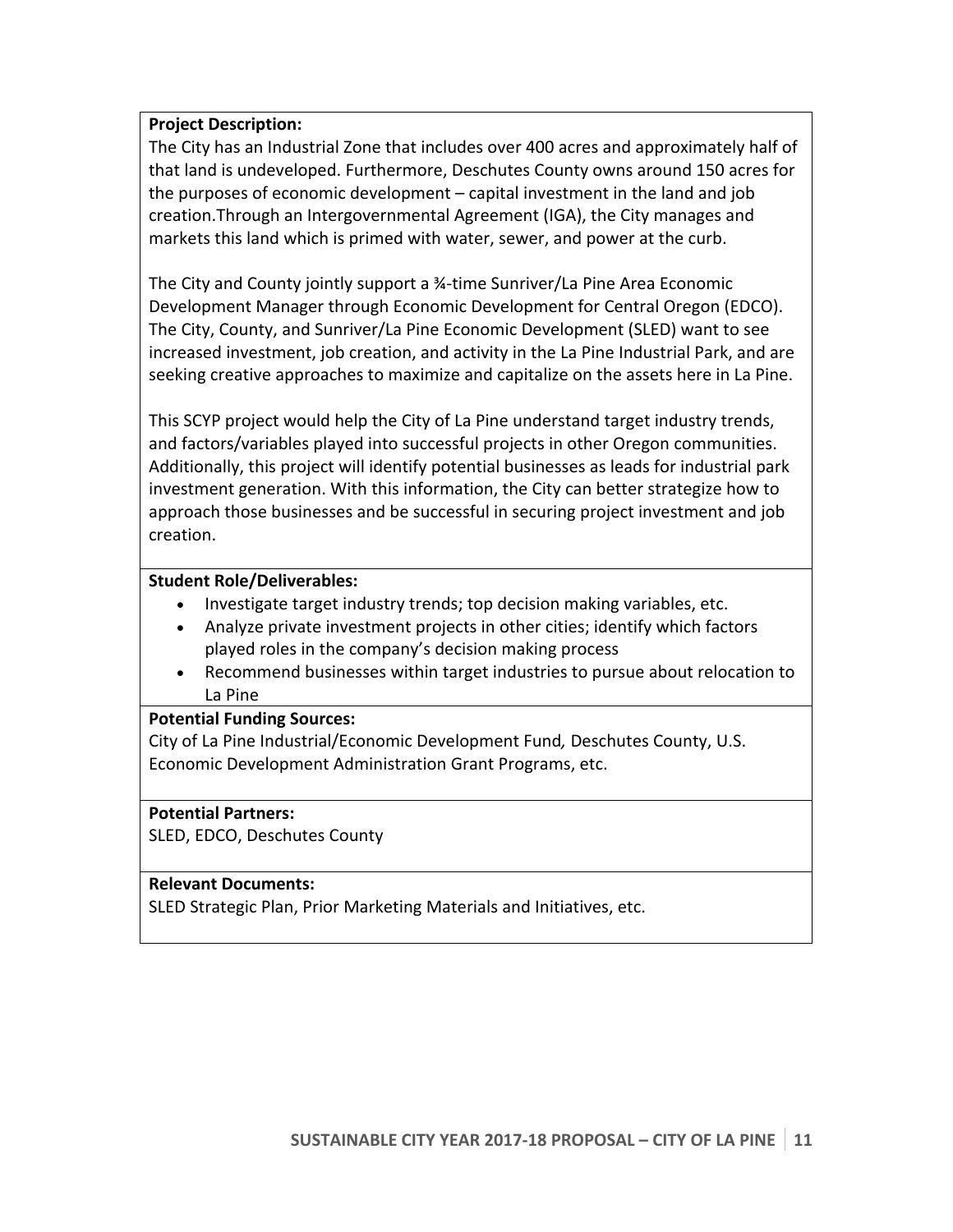**Project Description:**

The City has an Industrial Zone that includes over 400 acres and approximately half of that land is undeveloped. Furthermore, Deschutes County owns around 150 acres for the purposes of economic development – capital investment in the land and job creation.Through an Intergovernmental Agreement (IGA), the City manages and markets this land which is primed with water, sewer, and power at the curb.

The City and County jointly support a ¾-time Sunriver/La Pine Area Economic Development Manager through Economic Development for Central Oregon (EDCO). The City, County, and Sunriver/La Pine Economic Development (SLED) want to see increased investment, job creation, and activity in the La Pine Industrial Park, and are seeking creative approaches to maximize and capitalize on the assets here in La Pine.

This SCYP project would help the City of La Pine understand target industry trends, and factors/variables played into successful projects in other Oregon communities. Additionally, this project will identify potential businesses as leads for industrial park investment generation. With this information, the City can better strategize how to approach those businesses and be successful in securing project investment and job creation.

**Student Role/Deliverables:**

- Investigate target industry trends; top decision making variables, etc.
- Analyze private investment projects in other cities; identify which factors played roles in the company's decision making process
- Recommend businesses within target industries to pursue about relocation to La Pine

**Potential Funding Sources:**

City of La Pine Industrial/Economic Development Fund*,* Deschutes County, U.S. Economic Development Administration Grant Programs, etc.

**Potential Partners:**

SLED, EDCO, Deschutes County

**Relevant Documents:**

SLED Strategic Plan, Prior Marketing Materials and Initiatives, etc.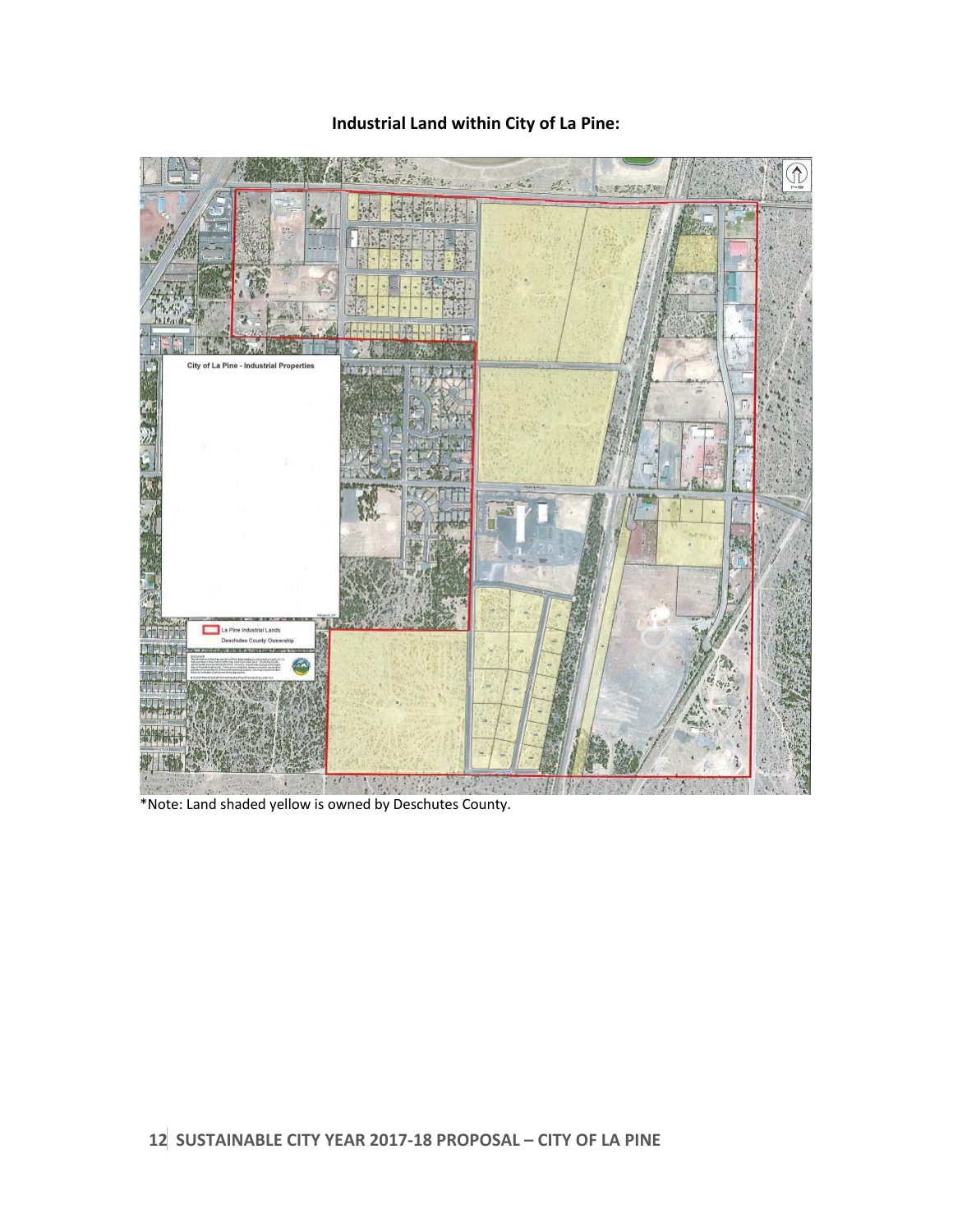**Industrial Land within City of La Pine:**

*Note: Land shaded yellow is owned by Deschutes County.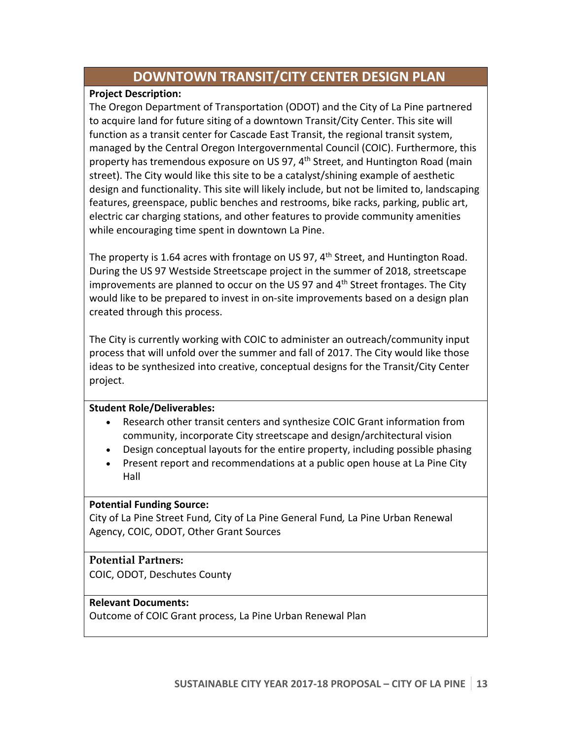## DOWNTOWN TRANSIT/CITY CENTER DESIGN PLAN

**Project Description:**

The Oregon Department of Transportation (ODOT) and the City of La Pine partnered to acquire land for future siting of a downtown Transit/City Center. This site will function as a transit center for Cascade East Transit, the regional transit system, managed by the Central Oregon Intergovernmental Council (COIC). Furthermore, this property has tremendous exposure on US 97, 4th Street, and Huntington Road (main street). The City would like this site to be a catalyst/shining example of aesthetic design and functionality. This site will likely include, but not be limited to, landscaping features, greenspace, public benches and restrooms, bike racks, parking, public art, electric car charging stations, and other features to provide community amenities while encouraging time spent in downtown La Pine.

The property is 1.64 acres with frontage on US 97, 4th Street, and Huntington Road. During the US 97 Westside Streetscape project in the summer of 2018, streetscape improvements are planned to occur on the US 97 and 4th Street frontages. The City would like to be prepared to invest in on-site improvements based on a design plan created through this process.

The City is currently working with COIC to administer an outreach/community input process that will unfold over the summer and fall of 2017. The City would like those ideas to be synthesized into creative, conceptual designs for the Transit/City Center project.

**Student Role/Deliverables:**

- Research other transit centers and synthesize COIC Grant information from community, incorporate City streetscape and design/architectural vision
- Design conceptual layouts for the entire property, including possible phasing
- Present report and recommendations at a public open house at La Pine City Hall

**Potential Funding Source:**

City of La Pine Street Fund, City of La Pine General Fund, La Pine Urban Renewal Agency, COIC, ODOT, Other Grant Sources

**Potential Partners:**

COIC, ODOT, Deschutes County

**Relevant Documents:**

Outcome of COIC Grant process, La Pine Urban Renewal Plan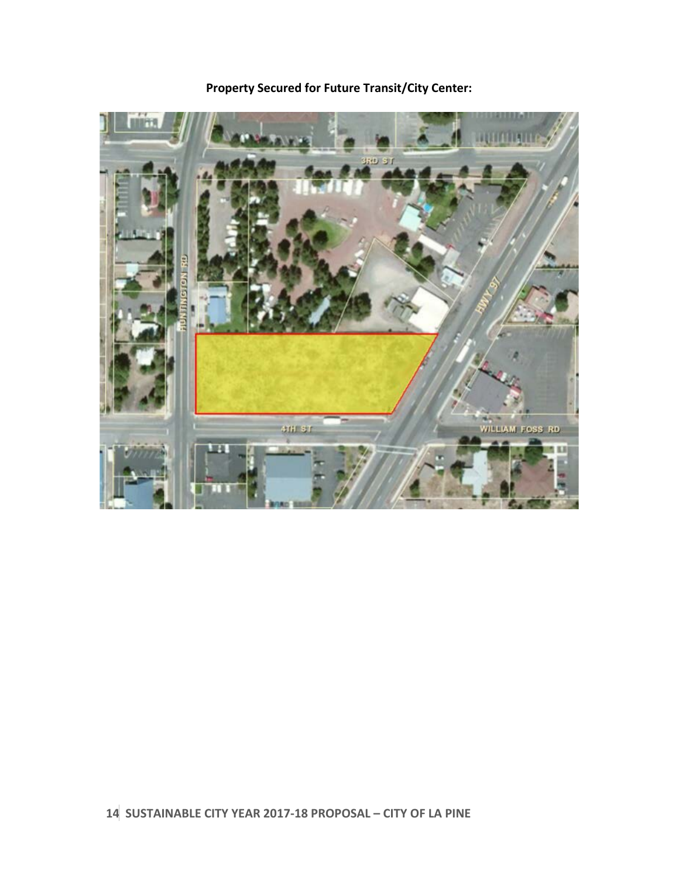**Property Secured for Future Transit/City Center:**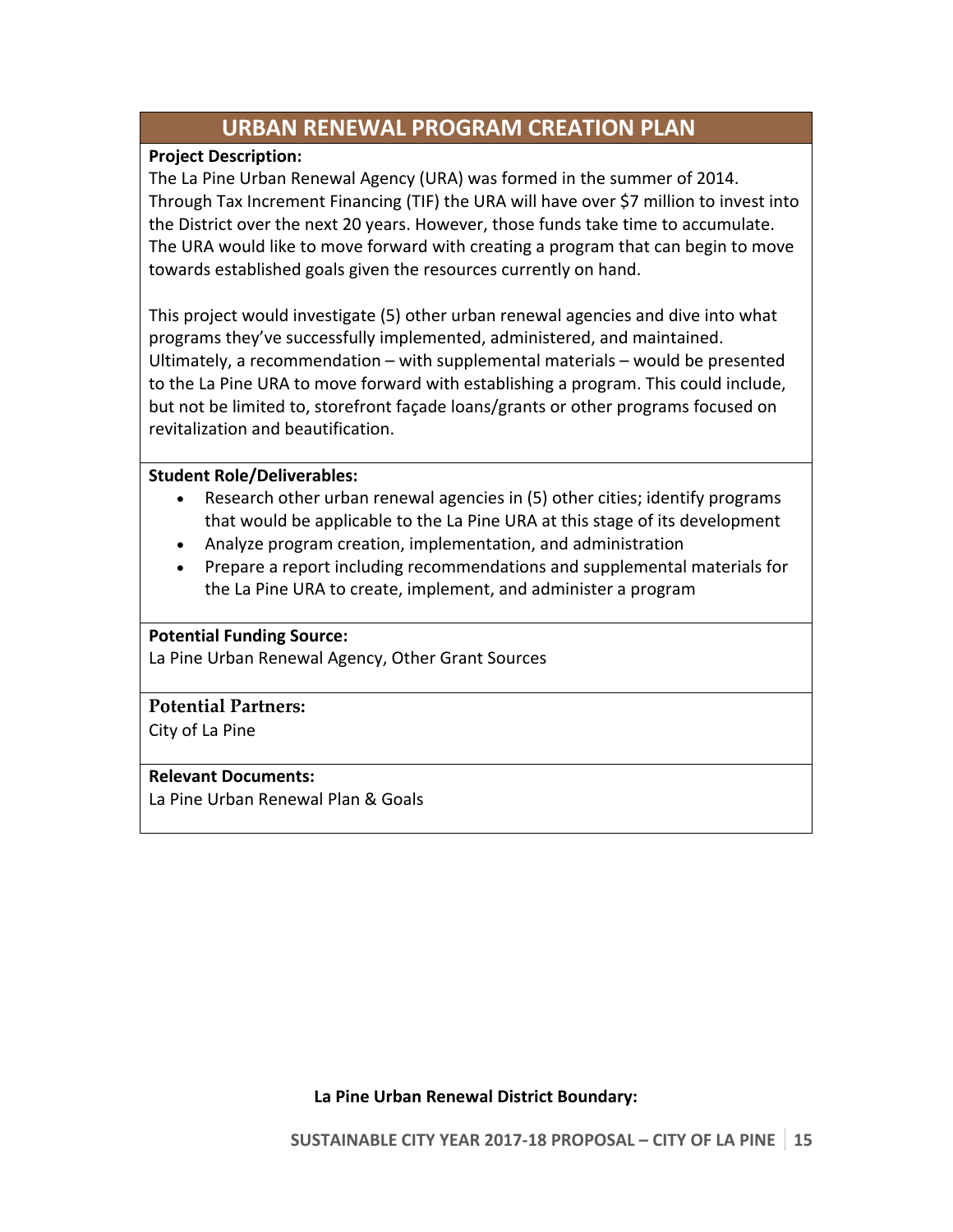## URBAN RENEWAL PROGRAM CREATION PLAN

**Project Description:**

The La Pine Urban Renewal Agency (URA) was formed in the summer of 2014. Through Tax Increment Financing (TIF) the URA will have over $7 million to invest into the District over the next 20 years. However, those funds take time to accumulate. The URA would like to move forward with creating a program that can begin to move towards established goals given the resources currently on hand.

This project would investigate (5) other urban renewal agencies and dive into what programs they've successfully implemented, administered, and maintained. Ultimately, a recommendation – with supplemental materials – would be presented to the La Pine URA to move forward with establishing a program. This could include, but not be limited to, storefront façade loans/grants or other programs focused on revitalization and beautification.

**Student Role/Deliverables:**

- Research other urban renewal agencies in (5) other cities; identify programs that would be applicable to the La Pine URA at this stage of its development
- Analyze program creation, implementation, and administration
- Prepare a report including recommendations and supplemental materials for the La Pine URA to create, implement, and administer a program

**Potential Funding Source:**

La Pine Urban Renewal Agency, Other Grant Sources

**Potential Partners:**

City of La Pine

**Relevant Documents:**

La Pine Urban Renewal Plan & Goals

**La Pine Urban Renewal District Boundary:**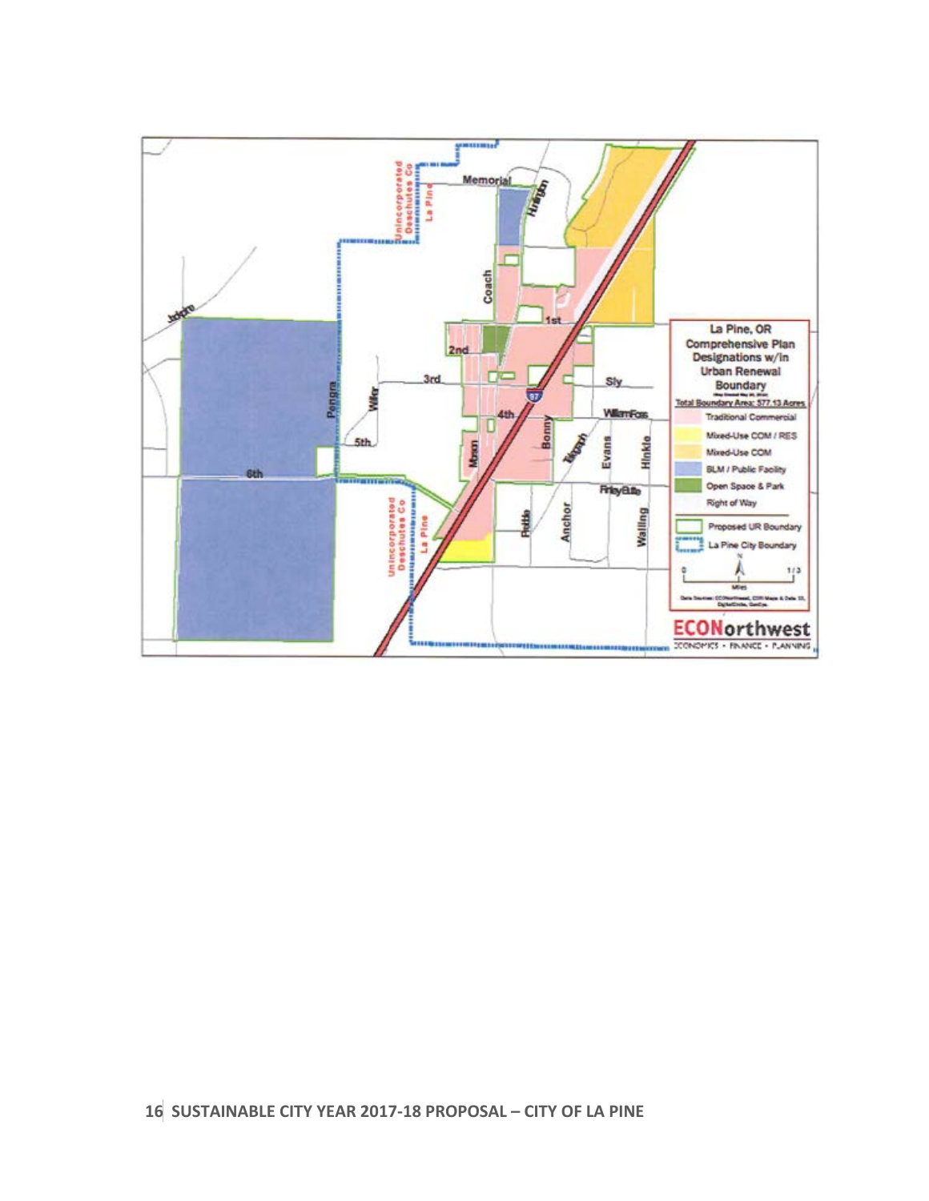**La Pine, OR**
**Comprehensive Plan Designations w/in Urban Renewal Boundary**

Total Boundary Area: 577.13 Acres

- Traditional Commercial
- Mixed-Use COM / RES
- Mixed-Use COM
- BLM / Public Facility
- Open Space & Park
- Right of Way
- Proposed UR Boundary
- La Pine City Boundary

0 — 1/3 Miles

**ECONorthwest**
ECONOMICS • FINANCE • PLANNING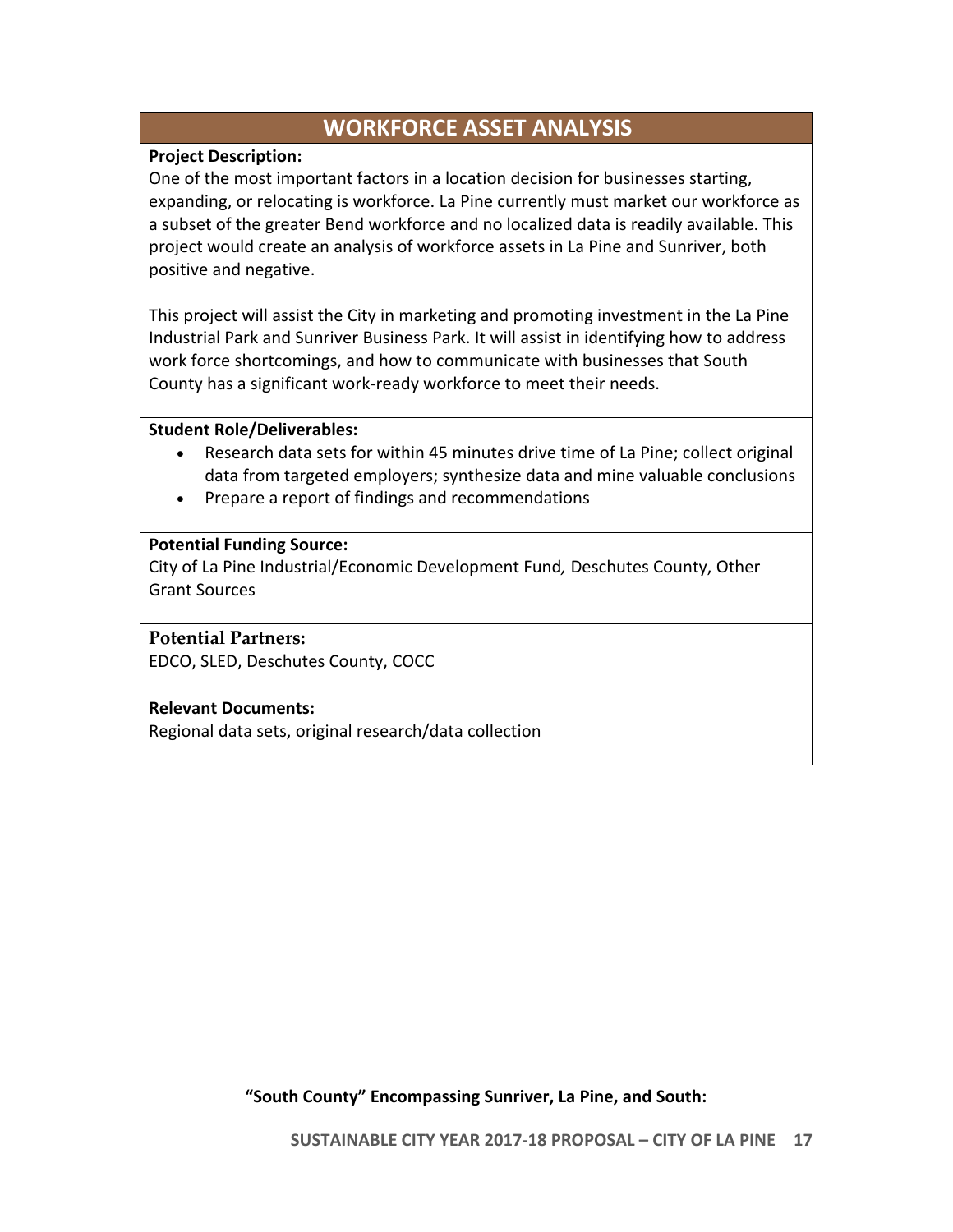## WORKFORCE ASSET ANALYSIS

**Project Description:**

One of the most important factors in a location decision for businesses starting, expanding, or relocating is workforce. La Pine currently must market our workforce as a subset of the greater Bend workforce and no localized data is readily available. This project would create an analysis of workforce assets in La Pine and Sunriver, both positive and negative.

This project will assist the City in marketing and promoting investment in the La Pine Industrial Park and Sunriver Business Park. It will assist in identifying how to address work force shortcomings, and how to communicate with businesses that South County has a significant work-ready workforce to meet their needs.

**Student Role/Deliverables:**

- Research data sets for within 45 minutes drive time of La Pine; collect original data from targeted employers; synthesize data and mine valuable conclusions
- Prepare a report of findings and recommendations

**Potential Funding Source:**

City of La Pine Industrial/Economic Development Fund*,* Deschutes County, Other Grant Sources

**Potential Partners:**

EDCO, SLED, Deschutes County, COCC

**Relevant Documents:**

Regional data sets, original research/data collection

**"South County" Encompassing Sunriver, La Pine, and South:**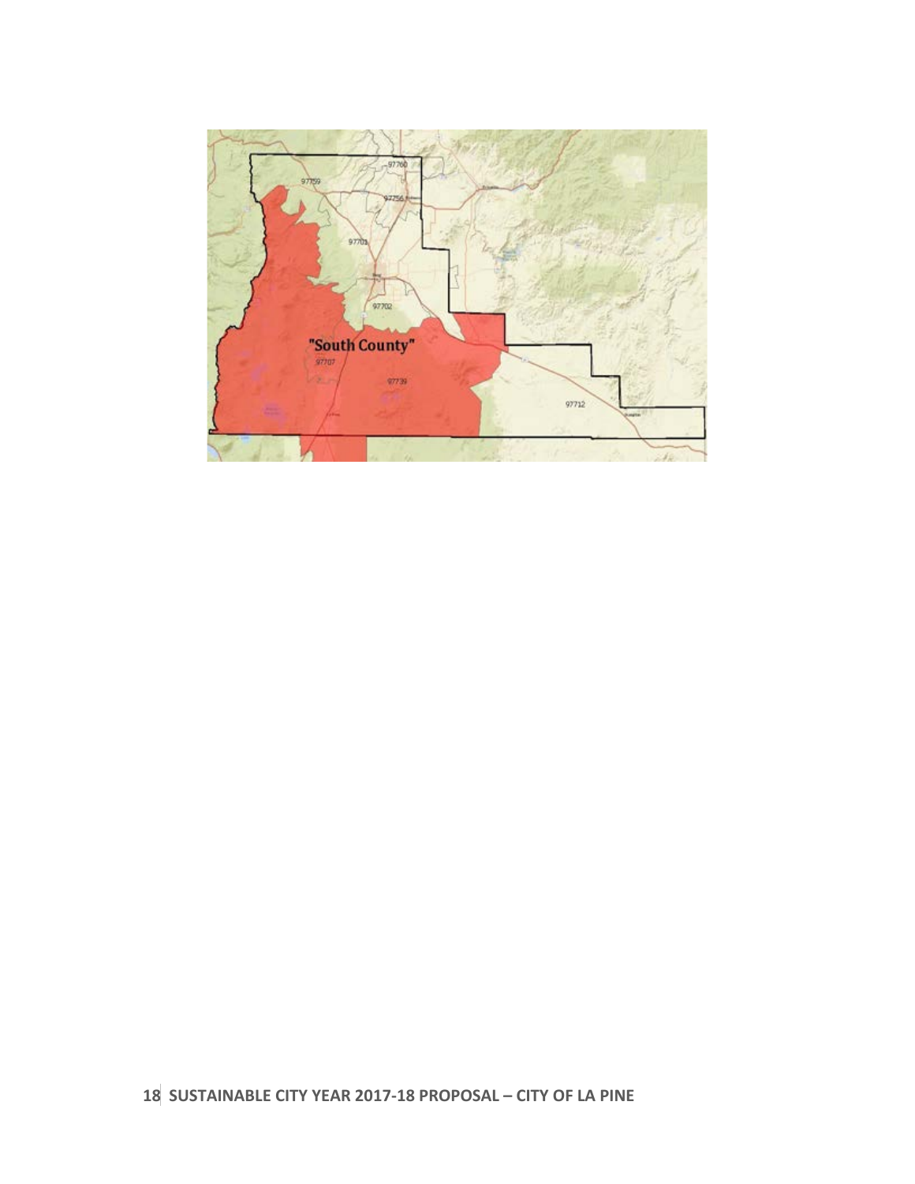97760

97759

97756

97701

97702

"South County"

97707

97739

97712